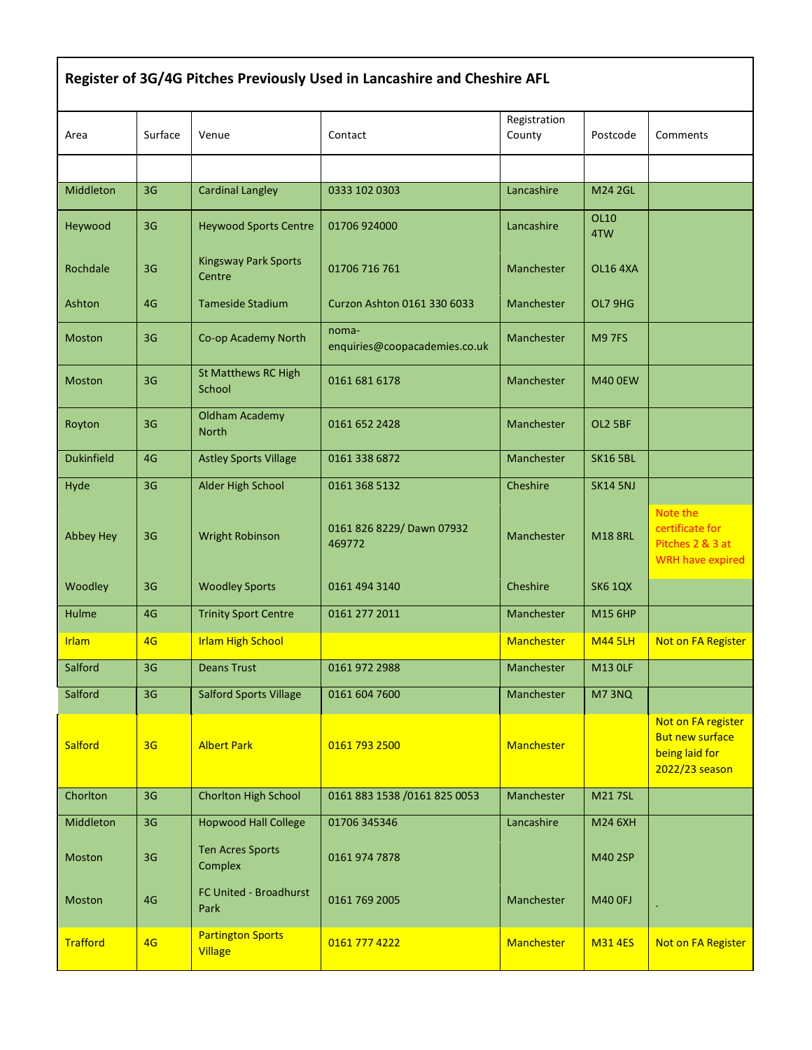**Register of 3G/4G Pitches Previously Used in Lancashire and Cheshire AFL**

| Area | Surface | Venue | Contact | Registration County | Postcode | Comments |
|---|---|---|---|---|---|---|
| | | | | | | |
| Middleton | 3G | Cardinal Langley | 0333 102 0303 | Lancashire | M24 2GL | |
| Heywood | 3G | Heywood Sports Centre | 01706 924000 | Lancashire | OL10 4TW | |
| Rochdale | 3G | Kingsway Park Sports Centre | 01706 716 761 | Manchester | OL16 4XA | |
| Ashton | 4G | Tameside Stadium | Curzon Ashton 0161 330 6033 | Manchester | OL7 9HG | |
| Moston | 3G | Co-op Academy North | noma-enquiries@coopacademies.co.uk | Manchester | M9 7FS | |
| Moston | 3G | St Matthews RC High School | 0161 681 6178 | Manchester | M40 0EW | |
| Royton | 3G | Oldham Academy North | 0161 652 2428 | Manchester | OL2 5BF | |
| Dukinfield | 4G | Astley Sports Village | 0161 338 6872 | Manchester | SK16 5BL | |
| Hyde | 3G | Alder High School | 0161 368 5132 | Cheshire | SK14 5NJ | |
| Abbey Hey | 3G | Wright Robinson | 0161 826 8229/ Dawn 07932 469772 | Manchester | M18 8RL | Note the certificate for Pitches 2 & 3 at WRH have expired |
| Woodley | 3G | Woodley Sports | 0161 494 3140 | Cheshire | SK6 1QX | |
| Hulme | 4G | Trinity Sport Centre | 0161 277 2011 | Manchester | M15 6HP | |
| Irlam | 4G | Irlam High School | | Manchester | M44 5LH | Not on FA Register |
| Salford | 3G | Deans Trust | 0161 972 2988 | Manchester | M13 0LF | |
| Salford | 3G | Salford Sports Village | 0161 604 7600 | Manchester | M7 3NQ | |
| Salford | 3G | Albert Park | 0161 793 2500 | Manchester | | Not on FA register But new surface being laid for 2022/23 season |
| Chorlton | 3G | Chorlton High School | 0161 883 1538 /0161 825 0053 | Manchester | M21 7SL | |
| Middleton | 3G | Hopwood Hall College | 01706 345346 | Lancashire | M24 6XH | |
| Moston | 3G | Ten Acres Sports Complex | 0161 974 7878 | | M40 2SP | |
| Moston | 4G | FC United - Broadhurst Park | 0161 769 2005 | Manchester | M40 0FJ | |
| Trafford | 4G | Partington Sports Village | 0161 777 4222 | Manchester | M31 4ES | Not on FA Register |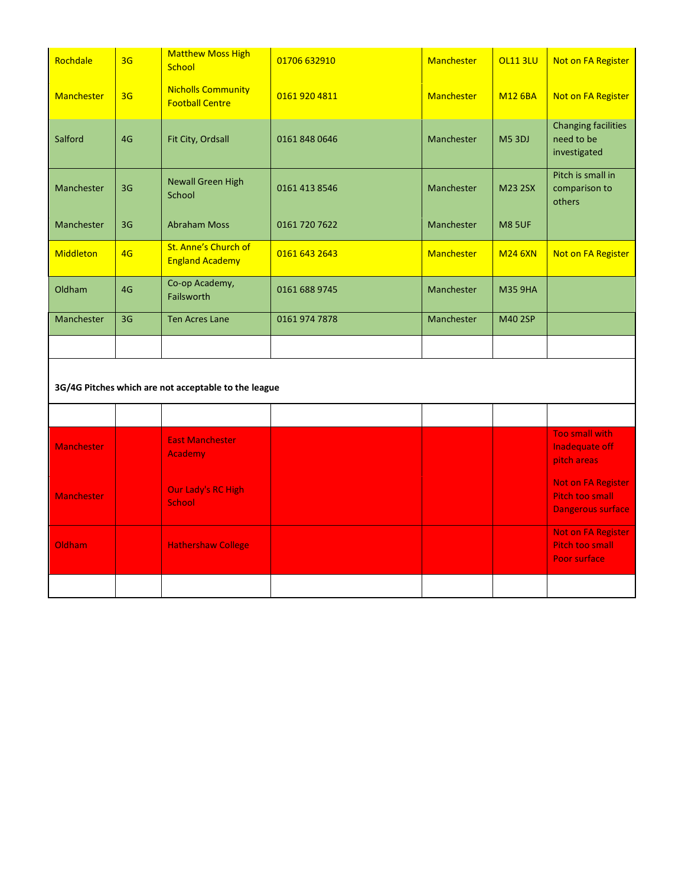| | | | | | | |
|---|---|---|---|---|---|---|
| Rochdale | 3G | Matthew Moss High School | 01706 632910 | Manchester | OL11 3LU | Not on FA Register |
| Manchester | 3G | Nicholls Community Football Centre | 0161 920 4811 | Manchester | M12 6BA | Not on FA Register |
| Salford | 4G | Fit City, Ordsall | 0161 848 0646 | Manchester | M5 3DJ | Changing facilities need to be investigated |
| Manchester | 3G | Newall Green High School | 0161 413 8546 | Manchester | M23 2SX | Pitch is small in comparison to others |
| Manchester | 3G | Abraham Moss | 0161 720 7622 | Manchester | M8 5UF | |
| Middleton | 4G | St. Anne's Church of England Academy | 0161 643 2643 | Manchester | M24 6XN | Not on FA Register |
| Oldham | 4G | Co-op Academy, Failsworth | 0161 688 9745 | Manchester | M35 9HA | |
| Manchester | 3G | Ten Acres Lane | 0161 974 7878 | Manchester | M40 2SP | |
| | | | | | | |

**3G/4G Pitches which are not acceptable to the league**

| | | | | | | |
|---|---|---|---|---|---|---|
| Manchester | | East Manchester Academy | | | | Too small with Inadequate off pitch areas |
| Manchester | | Our Lady's RC High School | | | | Not on FA Register Pitch too small Dangerous surface |
| Oldham | | Hathershaw College | | | | Not on FA Register Pitch too small Poor surface |
| | | | | | | |